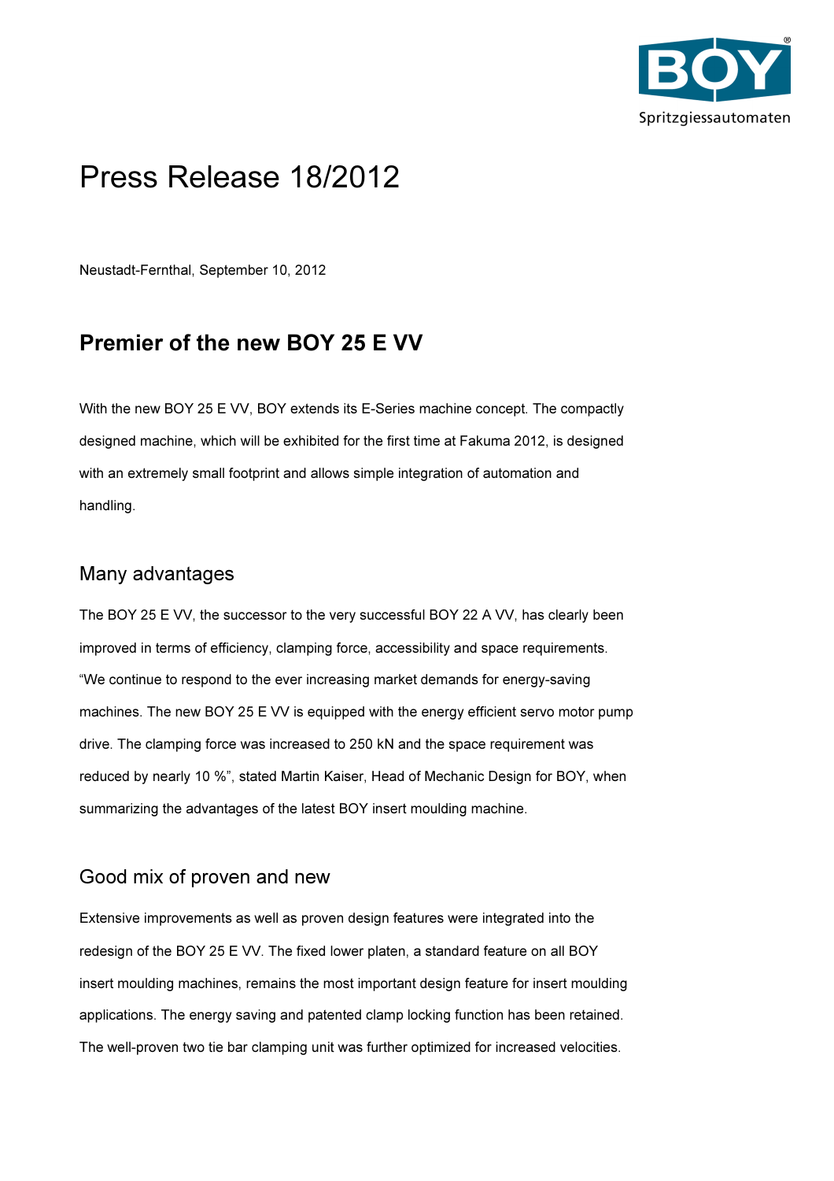# Press Release 18/2012

Neustadt-Fernthal, September 10, 2012

## Premier of the new BOY 25 E VV

With the new BOY 25 E VV, BOY extends its E-Series machine concept. The compactly designed machine, which will be exhibited for the first time at Fakuma 2012, is designed with an extremely small footprint and allows simple integration of automation and handling.

### Many advantages

The BOY 25 E VV, the successor to the very successful BOY 22 A VV, has clearly been improved in terms of efficiency, clamping force, accessibility and space requirements. "We continue to respond to the ever increasing market demands for energy-saving machines. The new BOY 25 E VV is equipped with the energy efficient servo motor pump drive. The clamping force was increased to 250 kN and the space requirement was reduced by nearly 10 %", stated Martin Kaiser, Head of Mechanic Design for BOY, when summarizing the advantages of the latest BOY insert moulding machine.

### Good mix of proven and new

Extensive improvements as well as proven design features were integrated into the redesign of the BOY 25 E VV. The fixed lower platen, a standard feature on all BOY insert moulding machines, remains the most important design feature for insert moulding applications. The energy saving and patented clamp locking function has been retained. The well-proven two tie bar clamping unit was further optimized for increased velocities.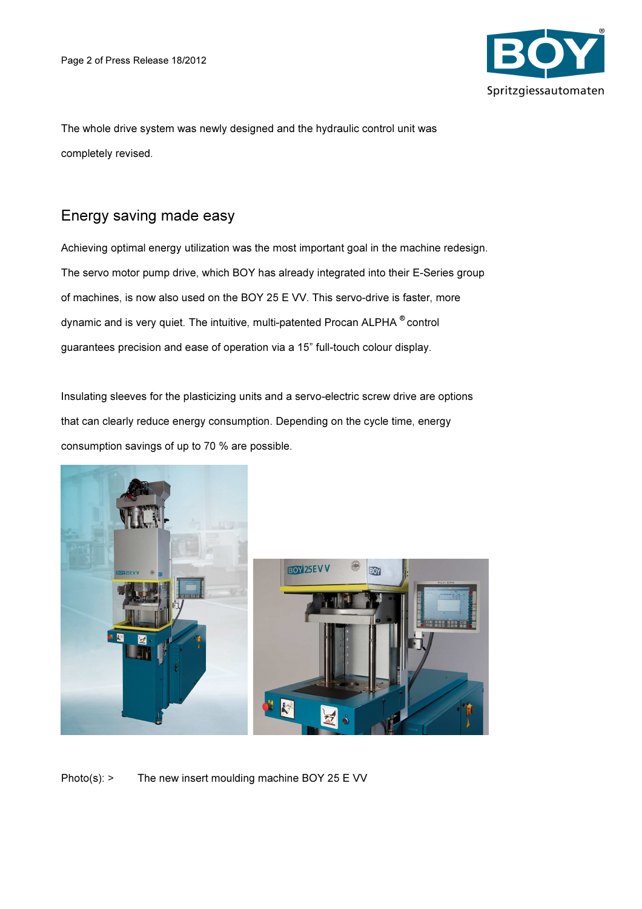The whole drive system was newly designed and the hydraulic control unit was completely revised.

## Energy saving made easy

Achieving optimal energy utilization was the most important goal in the machine redesign. The servo motor pump drive, which BOY has already integrated into their E-Series group of machines, is now also used on the BOY 25 E VV. This servo-drive is faster, more dynamic and is very quiet. The intuitive, multi-patented Procan ALPHA® control guarantees precision and ease of operation via a 15” full-touch colour display.

Insulating sleeves for the plasticizing units and a servo-electric screw drive are options that can clearly reduce energy consumption. Depending on the cycle time, energy consumption savings of up to 70 % are possible.

Photo(s): > The new insert moulding machine BOY 25 E VV